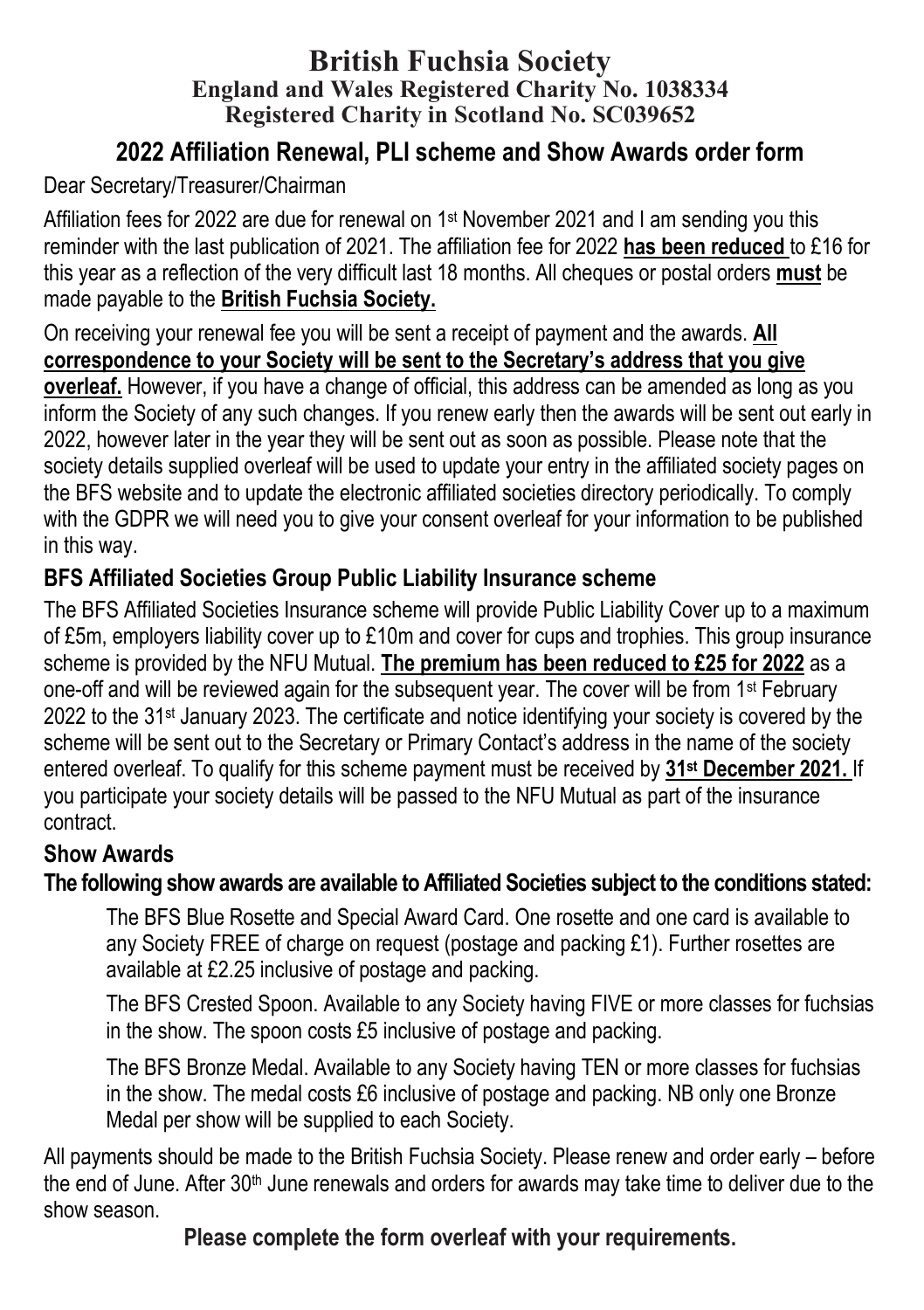# British Fuchsia Society

**England and Wales Registered Charity No. 1038334**
**Registered Charity in Scotland No. SC039652**

## 2022 Affiliation Renewal, PLI scheme and Show Awards order form

Dear Secretary/Treasurer/Chairman

Affiliation fees for 2022 are due for renewal on 1st November 2021 and I am sending you this reminder with the last publication of 2021. The affiliation fee for 2022 **has been reduced** to £16 for this year as a reflection of the very difficult last 18 months. All cheques or postal orders **must** be made payable to the **British Fuchsia Society.**

On receiving your renewal fee you will be sent a receipt of payment and the awards. **All correspondence to your Society will be sent to the Secretary's address that you give overleaf.** However, if you have a change of official, this address can be amended as long as you inform the Society of any such changes. If you renew early then the awards will be sent out early in 2022, however later in the year they will be sent out as soon as possible. Please note that the society details supplied overleaf will be used to update your entry in the affiliated society pages on the BFS website and to update the electronic affiliated societies directory periodically. To comply with the GDPR we will need you to give your consent overleaf for your information to be published in this way.

### BFS Affiliated Societies Group Public Liability Insurance scheme

The BFS Affiliated Societies Insurance scheme will provide Public Liability Cover up to a maximum of £5m, employers liability cover up to £10m and cover for cups and trophies. This group insurance scheme is provided by the NFU Mutual. **The premium has been reduced to £25 for 2022** as a one-off and will be reviewed again for the subsequent year. The cover will be from 1st February 2022 to the 31st January 2023. The certificate and notice identifying your society is covered by the scheme will be sent out to the Secretary or Primary Contact's address in the name of the society entered overleaf. To qualify for this scheme payment must be received by **31st December 2021.** If you participate your society details will be passed to the NFU Mutual as part of the insurance contract.

### Show Awards

**The following show awards are available to Affiliated Societies subject to the conditions stated:**

The BFS Blue Rosette and Special Award Card. One rosette and one card is available to any Society FREE of charge on request (postage and packing £1). Further rosettes are available at £2.25 inclusive of postage and packing.

The BFS Crested Spoon. Available to any Society having FIVE or more classes for fuchsias in the show. The spoon costs £5 inclusive of postage and packing.

The BFS Bronze Medal. Available to any Society having TEN or more classes for fuchsias in the show. The medal costs £6 inclusive of postage and packing. NB only one Bronze Medal per show will be supplied to each Society.

All payments should be made to the British Fuchsia Society. Please renew and order early – before the end of June. After 30th June renewals and orders for awards may take time to deliver due to the show season.

**Please complete the form overleaf with your requirements.**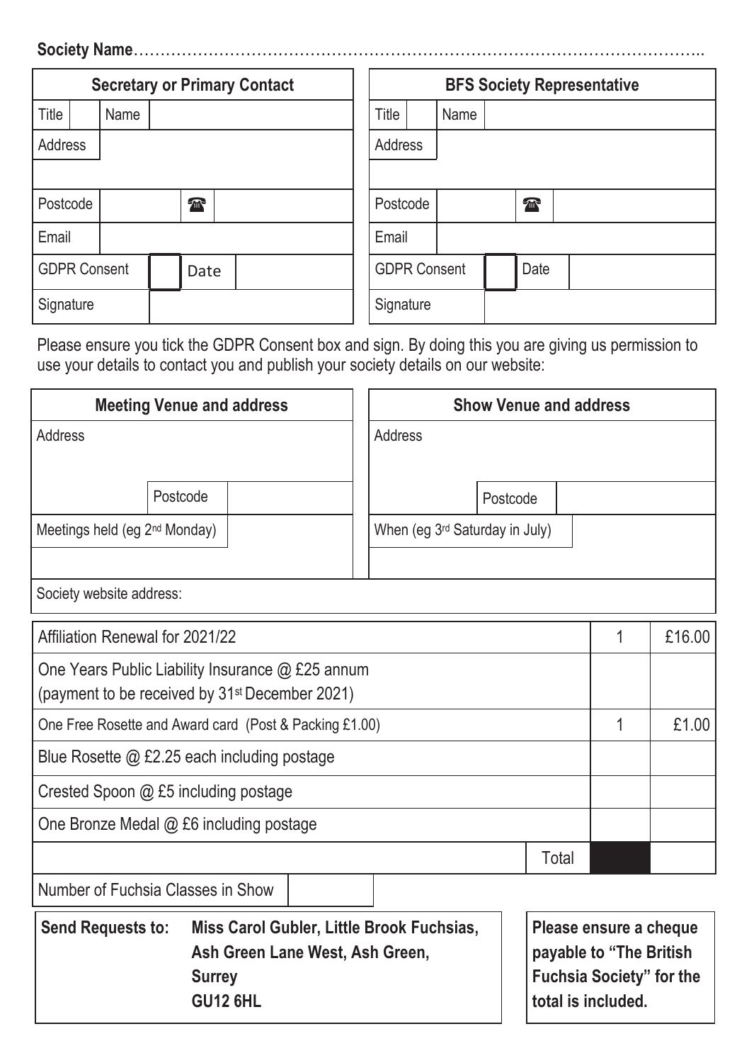**Society Name**……………………………………………………………………………………………..

| Secretary or Primary Contact | | | |
|---|---|---|---|
| Title | | Name | |
| Address | | | |
| Postcode | | ☎ | |
| Email | | | |
| GDPR Consent | ☐ | Date | |
| Signature | | | |

| BFS Society Representative | | | |
|---|---|---|---|
| Title | | Name | |
| Address | | | |
| Postcode | | ☎ | |
| Email | | | |
| GDPR Consent | ☐ | Date | |
| Signature | | | |

Please ensure you tick the GDPR Consent box and sign. By doing this you are giving us permission to use your details to contact you and publish your society details on our website:

| Meeting Venue and address | | Show Venue and address | |
|---|---|---|---|
| Address | | Address | |
| Postcode | | Postcode | |
| Meetings held (eg 2nd Monday) | | When (eg 3rd Saturday in July) | |
| Society website address: | | | |

| | | |
|---|---|---|
| Affiliation Renewal for 2021/22 | 1 | £16.00 |
| One Years Public Liability Insurance @ £25 annum (payment to be received by 31st December 2021) | | |
| One Free Rosette and Award card (Post & Packing £1.00) | 1 | £1.00 |
| Blue Rosette @ £2.25 each including postage | | |
| Crested Spoon @ £5 including postage | | |
| One Bronze Medal @ £6 including postage | | |
| Total | | |

Number of Fuchsia Classes in Show

**Send Requests to:** **Miss Carol Gubler, Little Brook Fuchsias, Ash Green Lane West, Ash Green, Surrey GU12 6HL**

**Please ensure a cheque payable to "The British Fuchsia Society" for the total is included.**